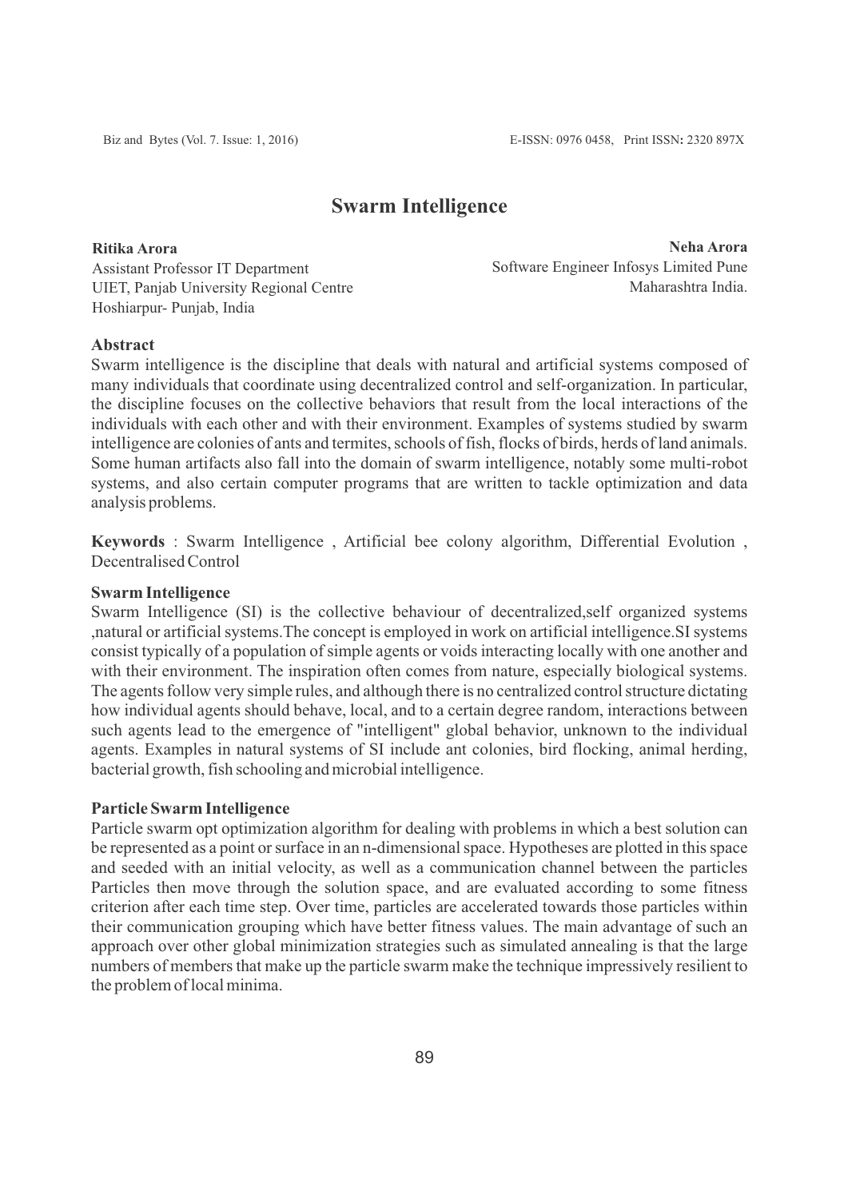# Swarm Intelligence

**Ritika Arora**
Assistant Professor IT Department
UIET, Panjab University Regional Centre
Hoshiarpur- Punjab, India

**Neha Arora**
Software Engineer Infosys Limited Pune
Maharashtra India.

## Abstract

Swarm intelligence is the discipline that deals with natural and artificial systems composed of many individuals that coordinate using decentralized control and self-organization. In particular, the discipline focuses on the collective behaviors that result from the local interactions of the individuals with each other and with their environment. Examples of systems studied by swarm intelligence are colonies of ants and termites, schools of fish, flocks of birds, herds of land animals. Some human artifacts also fall into the domain of swarm intelligence, notably some multi-robot systems, and also certain computer programs that are written to tackle optimization and data analysis problems.

**Keywords** : Swarm Intelligence , Artificial bee colony algorithm, Differential Evolution , Decentralised Control

## Swarm Intelligence

Swarm Intelligence (SI) is the collective behaviour of decentralized,self organized systems ,natural or artificial systems.The concept is employed in work on artificial intelligence.SI systems consist typically of a population of simple agents or voids interacting locally with one another and with their environment. The inspiration often comes from nature, especially biological systems. The agents follow very simple rules, and although there is no centralized control structure dictating how individual agents should behave, local, and to a certain degree random, interactions between such agents lead to the emergence of "intelligent" global behavior, unknown to the individual agents. Examples in natural systems of SI include ant colonies, bird flocking, animal herding, bacterial growth, fish schooling and microbial intelligence.

## Particle Swarm Intelligence

Particle swarm opt optimization algorithm for dealing with problems in which a best solution can be represented as a point or surface in an n-dimensional space. Hypotheses are plotted in this space and seeded with an initial velocity, as well as a communication channel between the particles Particles then move through the solution space, and are evaluated according to some fitness criterion after each time step. Over time, particles are accelerated towards those particles within their communication grouping which have better fitness values. The main advantage of such an approach over other global minimization strategies such as simulated annealing is that the large numbers of members that make up the particle swarm make the technique impressively resilient to the problem of local minima.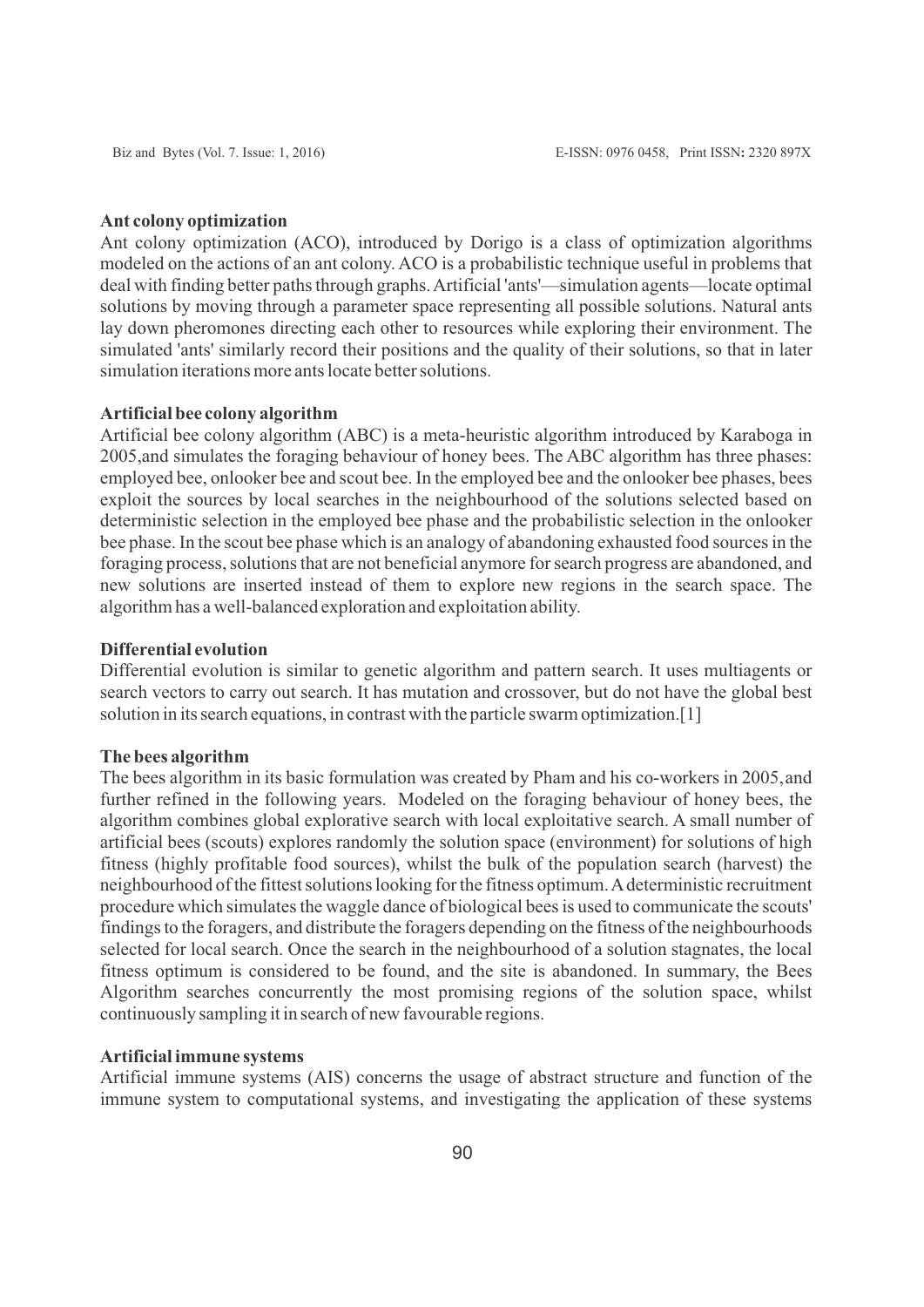## Ant colony optimization

Ant colony optimization (ACO), introduced by Dorigo is a class of optimization algorithms modeled on the actions of an ant colony. ACO is a probabilistic technique useful in problems that deal with finding better paths through graphs. Artificial 'ants'—simulation agents—locate optimal solutions by moving through a parameter space representing all possible solutions. Natural ants lay down pheromones directing each other to resources while exploring their environment. The simulated 'ants' similarly record their positions and the quality of their solutions, so that in later simulation iterations more ants locate better solutions.

## Artificial bee colony algorithm

Artificial bee colony algorithm (ABC) is a meta-heuristic algorithm introduced by Karaboga in 2005,and simulates the foraging behaviour of honey bees. The ABC algorithm has three phases: employed bee, onlooker bee and scout bee. In the employed bee and the onlooker bee phases, bees exploit the sources by local searches in the neighbourhood of the solutions selected based on deterministic selection in the employed bee phase and the probabilistic selection in the onlooker bee phase. In the scout bee phase which is an analogy of abandoning exhausted food sources in the foraging process, solutions that are not beneficial anymore for search progress are abandoned, and new solutions are inserted instead of them to explore new regions in the search space. The algorithm has a well-balanced exploration and exploitation ability.

## Differential evolution

Differential evolution is similar to genetic algorithm and pattern search. It uses multiagents or search vectors to carry out search. It has mutation and crossover, but do not have the global best solution in its search equations, in contrast with the particle swarm optimization.[1]

## The bees algorithm

The bees algorithm in its basic formulation was created by Pham and his co-workers in 2005,and further refined in the following years. Modeled on the foraging behaviour of honey bees, the algorithm combines global explorative search with local exploitative search. A small number of artificial bees (scouts) explores randomly the solution space (environment) for solutions of high fitness (highly profitable food sources), whilst the bulk of the population search (harvest) the neighbourhood of the fittest solutions looking for the fitness optimum. A deterministic recruitment procedure which simulates the waggle dance of biological bees is used to communicate the scouts' findings to the foragers, and distribute the foragers depending on the fitness of the neighbourhoods selected for local search. Once the search in the neighbourhood of a solution stagnates, the local fitness optimum is considered to be found, and the site is abandoned. In summary, the Bees Algorithm searches concurrently the most promising regions of the solution space, whilst continuously sampling it in search of new favourable regions.

## Artificial immune systems

Artificial immune systems (AIS) concerns the usage of abstract structure and function of the immune system to computational systems, and investigating the application of these systems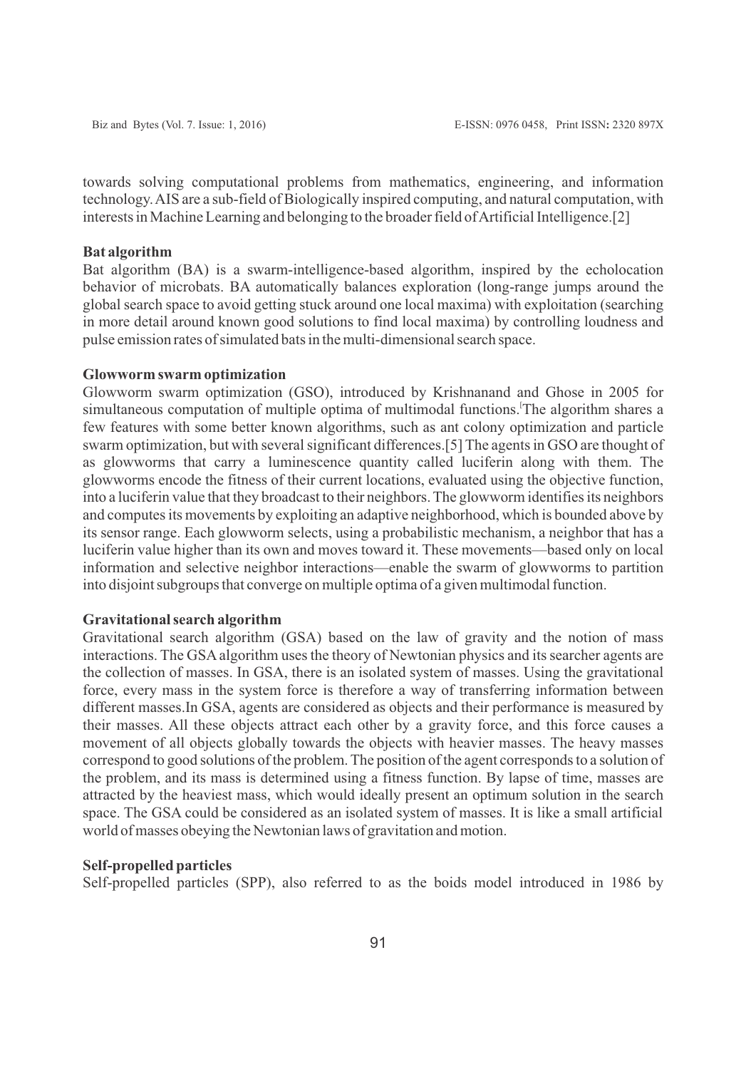towards solving computational problems from mathematics, engineering, and information technology. AIS are a sub-field of Biologically inspired computing, and natural computation, with interests in Machine Learning and belonging to the broader field of Artificial Intelligence.[2]

**Bat algorithm**

Bat algorithm (BA) is a swarm-intelligence-based algorithm, inspired by the echolocation behavior of microbats. BA automatically balances exploration (long-range jumps around the global search space to avoid getting stuck around one local maxima) with exploitation (searching in more detail around known good solutions to find local maxima) by controlling loudness and pulse emission rates of simulated bats in the multi-dimensional search space.

**Glowworm swarm optimization**

Glowworm swarm optimization (GSO), introduced by Krishnanand and Ghose in 2005 for simultaneous computation of multiple optima of multimodal functions.[ The algorithm shares a few features with some better known algorithms, such as ant colony optimization and particle swarm optimization, but with several significant differences.[5] The agents in GSO are thought of as glowworms that carry a luminescence quantity called luciferin along with them. The glowworms encode the fitness of their current locations, evaluated using the objective function, into a luciferin value that they broadcast to their neighbors. The glowworm identifies its neighbors and computes its movements by exploiting an adaptive neighborhood, which is bounded above by its sensor range. Each glowworm selects, using a probabilistic mechanism, a neighbor that has a luciferin value higher than its own and moves toward it. These movements—based only on local information and selective neighbor interactions—enable the swarm of glowworms to partition into disjoint subgroups that converge on multiple optima of a given multimodal function.

**Gravitational search algorithm**

Gravitational search algorithm (GSA) based on the law of gravity and the notion of mass interactions. The GSA algorithm uses the theory of Newtonian physics and its searcher agents are the collection of masses. In GSA, there is an isolated system of masses. Using the gravitational force, every mass in the system force is therefore a way of transferring information between different masses.In GSA, agents are considered as objects and their performance is measured by their masses. All these objects attract each other by a gravity force, and this force causes a movement of all objects globally towards the objects with heavier masses. The heavy masses correspond to good solutions of the problem. The position of the agent corresponds to a solution of the problem, and its mass is determined using a fitness function. By lapse of time, masses are attracted by the heaviest mass, which would ideally present an optimum solution in the search space. The GSA could be considered as an isolated system of masses. It is like a small artificial world of masses obeying the Newtonian laws of gravitation and motion.

**Self-propelled particles**

Self-propelled particles (SPP), also referred to as the boids model introduced in 1986 by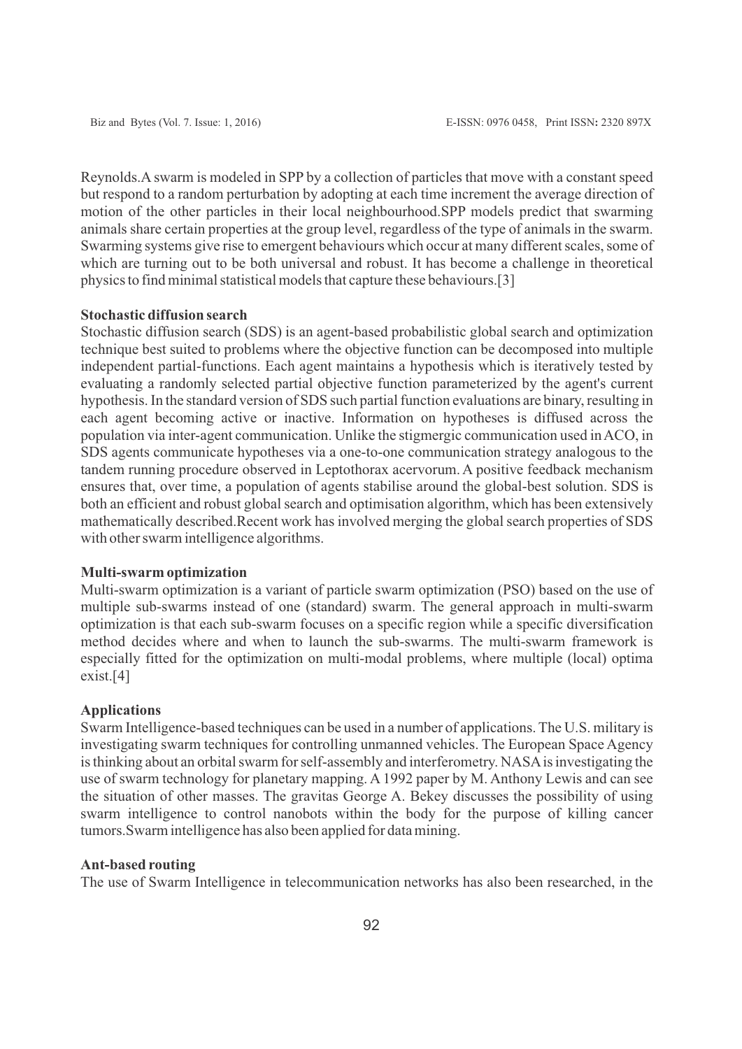Reynolds.A swarm is modeled in SPP by a collection of particles that move with a constant speed but respond to a random perturbation by adopting at each time increment the average direction of motion of the other particles in their local neighbourhood.SPP models predict that swarming animals share certain properties at the group level, regardless of the type of animals in the swarm. Swarming systems give rise to emergent behaviours which occur at many different scales, some of which are turning out to be both universal and robust. It has become a challenge in theoretical physics to find minimal statistical models that capture these behaviours.[3]

### Stochastic diffusion search

Stochastic diffusion search (SDS) is an agent-based probabilistic global search and optimization technique best suited to problems where the objective function can be decomposed into multiple independent partial-functions. Each agent maintains a hypothesis which is iteratively tested by evaluating a randomly selected partial objective function parameterized by the agent's current hypothesis. In the standard version of SDS such partial function evaluations are binary, resulting in each agent becoming active or inactive. Information on hypotheses is diffused across the population via inter-agent communication. Unlike the stigmergic communication used in ACO, in SDS agents communicate hypotheses via a one-to-one communication strategy analogous to the tandem running procedure observed in Leptothorax acervorum. A positive feedback mechanism ensures that, over time, a population of agents stabilise around the global-best solution. SDS is both an efficient and robust global search and optimisation algorithm, which has been extensively mathematically described.Recent work has involved merging the global search properties of SDS with other swarm intelligence algorithms.

### Multi-swarm optimization

Multi-swarm optimization is a variant of particle swarm optimization (PSO) based on the use of multiple sub-swarms instead of one (standard) swarm. The general approach in multi-swarm optimization is that each sub-swarm focuses on a specific region while a specific diversification method decides where and when to launch the sub-swarms. The multi-swarm framework is especially fitted for the optimization on multi-modal problems, where multiple (local) optima exist.[4]

### Applications

Swarm Intelligence-based techniques can be used in a number of applications. The U.S. military is investigating swarm techniques for controlling unmanned vehicles. The European Space Agency is thinking about an orbital swarm for self-assembly and interferometry. NASA is investigating the use of swarm technology for planetary mapping. A 1992 paper by M. Anthony Lewis and can see the situation of other masses. The gravitas George A. Bekey discusses the possibility of using swarm intelligence to control nanobots within the body for the purpose of killing cancer tumors.Swarm intelligence has also been applied for data mining.

### Ant-based routing

The use of Swarm Intelligence in telecommunication networks has also been researched, in the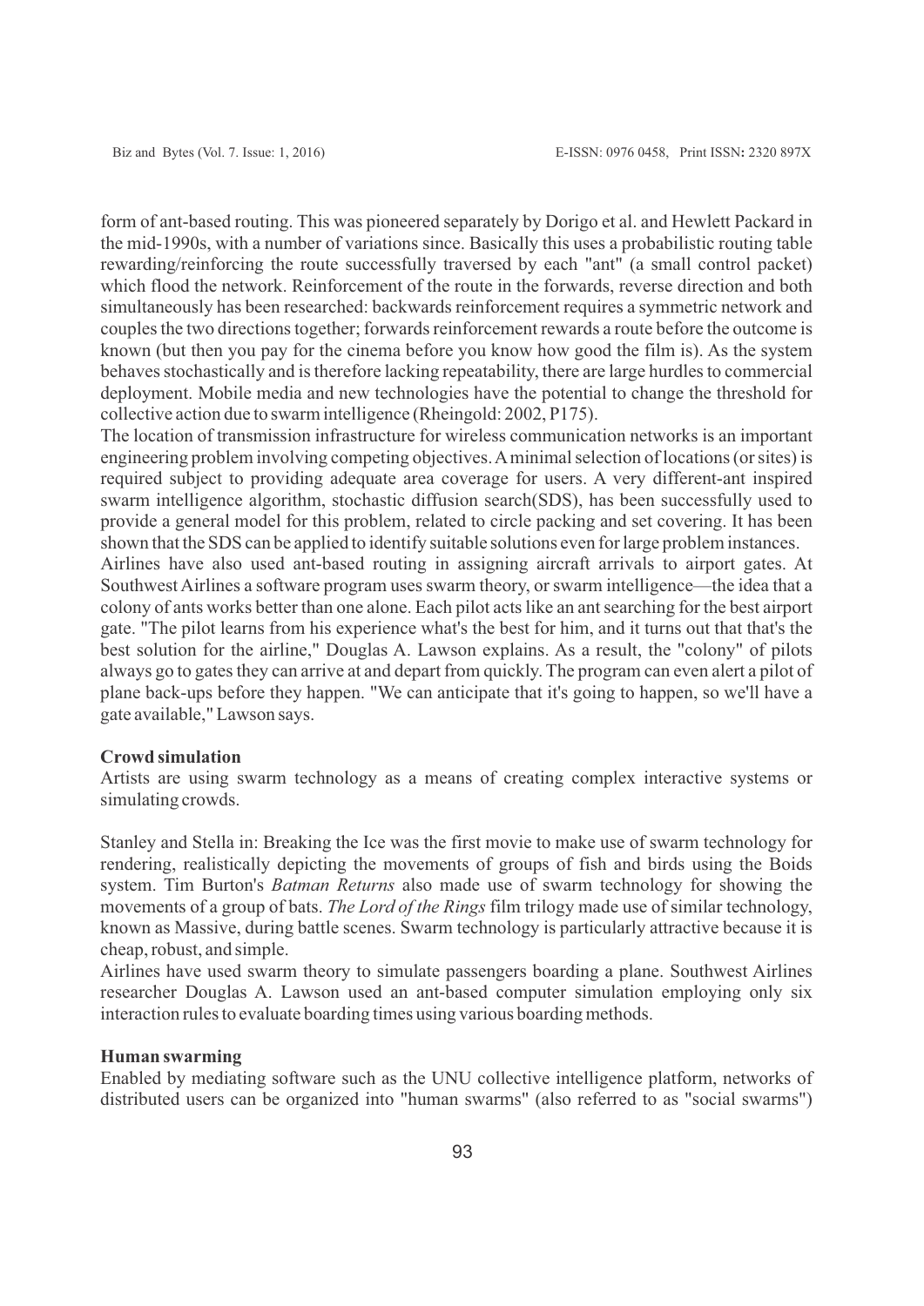form of ant-based routing. This was pioneered separately by Dorigo et al. and Hewlett Packard in the mid-1990s, with a number of variations since. Basically this uses a probabilistic routing table rewarding/reinforcing the route successfully traversed by each "ant" (a small control packet) which flood the network. Reinforcement of the route in the forwards, reverse direction and both simultaneously has been researched: backwards reinforcement requires a symmetric network and couples the two directions together; forwards reinforcement rewards a route before the outcome is known (but then you pay for the cinema before you know how good the film is). As the system behaves stochastically and is therefore lacking repeatability, there are large hurdles to commercial deployment. Mobile media and new technologies have the potential to change the threshold for collective action due to swarm intelligence (Rheingold: 2002, P175).

The location of transmission infrastructure for wireless communication networks is an important engineering problem involving competing objectives. A minimal selection of locations (or sites) is required subject to providing adequate area coverage for users. A very different-ant inspired swarm intelligence algorithm, stochastic diffusion search(SDS), has been successfully used to provide a general model for this problem, related to circle packing and set covering. It has been shown that the SDS can be applied to identify suitable solutions even for large problem instances.

Airlines have also used ant-based routing in assigning aircraft arrivals to airport gates. At Southwest Airlines a software program uses swarm theory, or swarm intelligence—the idea that a colony of ants works better than one alone. Each pilot acts like an ant searching for the best airport gate. "The pilot learns from his experience what's the best for him, and it turns out that that's the best solution for the airline," Douglas A. Lawson explains. As a result, the "colony" of pilots always go to gates they can arrive at and depart from quickly. The program can even alert a pilot of plane back-ups before they happen. "We can anticipate that it's going to happen, so we'll have a gate available," Lawson says.

**Crowd simulation**

Artists are using swarm technology as a means of creating complex interactive systems or simulating crowds.

Stanley and Stella in: Breaking the Ice was the first movie to make use of swarm technology for rendering, realistically depicting the movements of groups of fish and birds using the Boids system. Tim Burton's *Batman Returns* also made use of swarm technology for showing the movements of a group of bats. *The Lord of the Rings* film trilogy made use of similar technology, known as Massive, during battle scenes. Swarm technology is particularly attractive because it is cheap, robust, and simple.

Airlines have used swarm theory to simulate passengers boarding a plane. Southwest Airlines researcher Douglas A. Lawson used an ant-based computer simulation employing only six interaction rules to evaluate boarding times using various boarding methods.

**Human swarming**

Enabled by mediating software such as the UNU collective intelligence platform, networks of distributed users can be organized into "human swarms" (also referred to as "social swarms")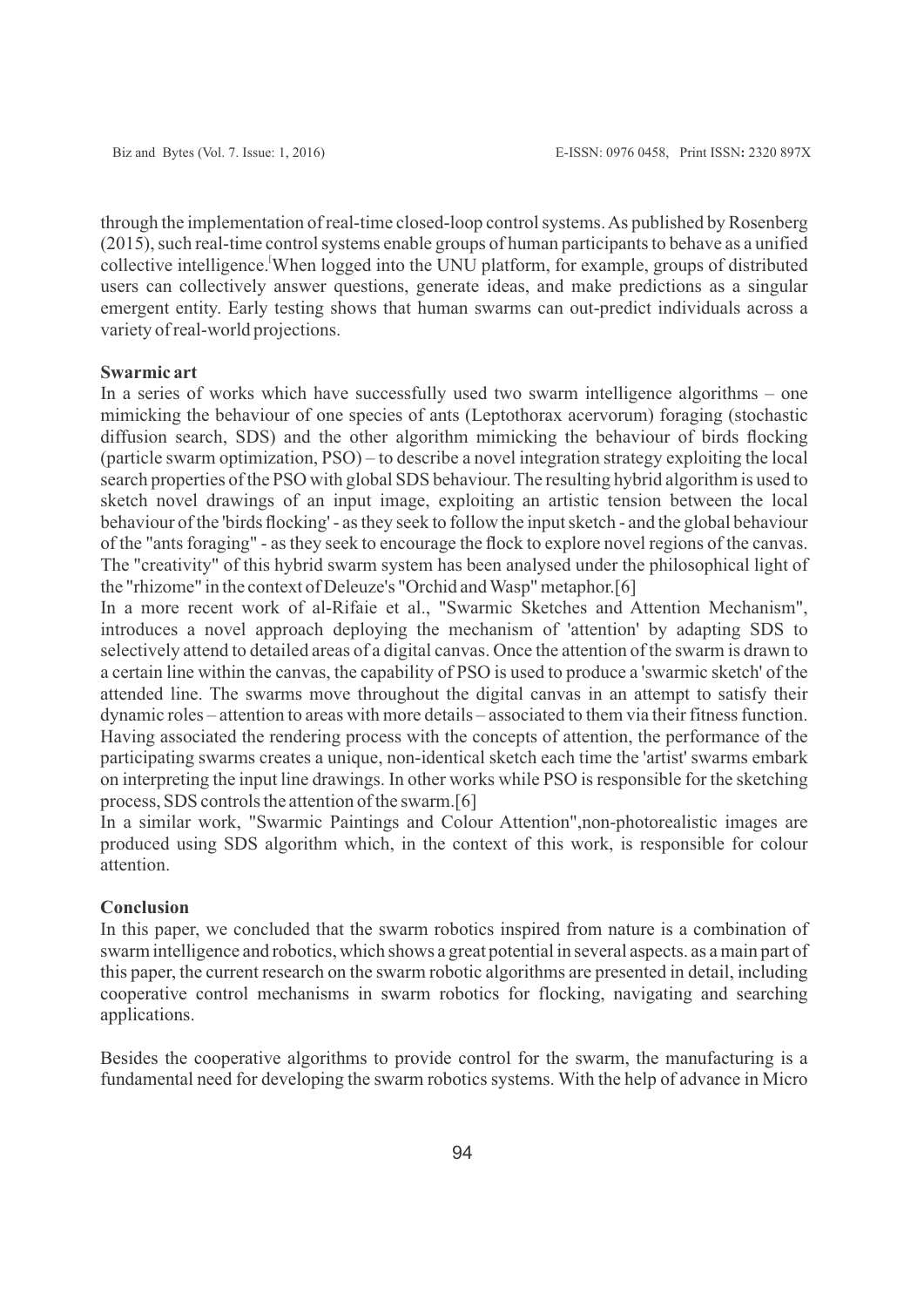through the implementation of real-time closed-loop control systems. As published by Rosenberg (2015), such real-time control systems enable groups of human participants to behave as a unified collective intelligence.[When logged into the UNU platform, for example, groups of distributed users can collectively answer questions, generate ideas, and make predictions as a singular emergent entity. Early testing shows that human swarms can out-predict individuals across a variety of real-world projections.

**Swarmic art**

In a series of works which have successfully used two swarm intelligence algorithms – one mimicking the behaviour of one species of ants (Leptothorax acervorum) foraging (stochastic diffusion search, SDS) and the other algorithm mimicking the behaviour of birds flocking (particle swarm optimization, PSO) – to describe a novel integration strategy exploiting the local search properties of the PSO with global SDS behaviour. The resulting hybrid algorithm is used to sketch novel drawings of an input image, exploiting an artistic tension between the local behaviour of the 'birds flocking' - as they seek to follow the input sketch - and the global behaviour of the "ants foraging" - as they seek to encourage the flock to explore novel regions of the canvas. The "creativity" of this hybrid swarm system has been analysed under the philosophical light of the "rhizome" in the context of Deleuze's "Orchid and Wasp" metaphor.[6]

In a more recent work of al-Rifaie et al., "Swarmic Sketches and Attention Mechanism", introduces a novel approach deploying the mechanism of 'attention' by adapting SDS to selectively attend to detailed areas of a digital canvas. Once the attention of the swarm is drawn to a certain line within the canvas, the capability of PSO is used to produce a 'swarmic sketch' of the attended line. The swarms move throughout the digital canvas in an attempt to satisfy their dynamic roles – attention to areas with more details – associated to them via their fitness function. Having associated the rendering process with the concepts of attention, the performance of the participating swarms creates a unique, non-identical sketch each time the 'artist' swarms embark on interpreting the input line drawings. In other works while PSO is responsible for the sketching process, SDS controls the attention of the swarm.[6]

In a similar work, "Swarmic Paintings and Colour Attention",non-photorealistic images are produced using SDS algorithm which, in the context of this work, is responsible for colour attention.

**Conclusion**

In this paper, we concluded that the swarm robotics inspired from nature is a combination of swarm intelligence and robotics, which shows a great potential in several aspects. as a main part of this paper, the current research on the swarm robotic algorithms are presented in detail, including cooperative control mechanisms in swarm robotics for flocking, navigating and searching applications.

Besides the cooperative algorithms to provide control for the swarm, the manufacturing is a fundamental need for developing the swarm robotics systems. With the help of advance in Micro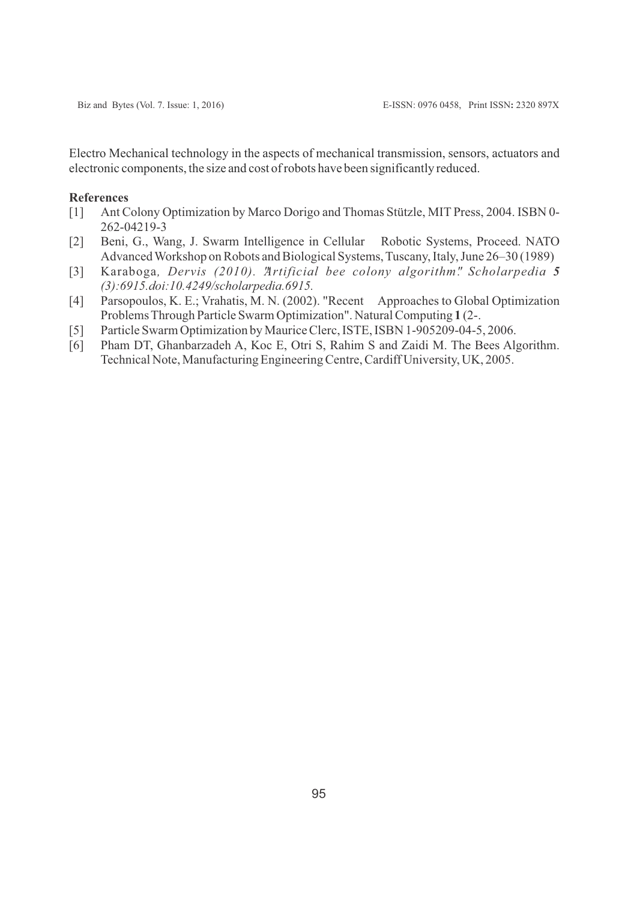Electro Mechanical technology in the aspects of mechanical transmission, sensors, actuators and electronic components, the size and cost of robots have been significantly reduced.

**References**

[1] Ant Colony Optimization by Marco Dorigo and Thomas Stützle, MIT Press, 2004. ISBN 0-262-04219-3

[2] Beni, G., Wang, J. Swarm Intelligence in Cellular Robotic Systems, Proceed. NATO Advanced Workshop on Robots and Biological Systems, Tuscany, Italy, June 26–30 (1989)

[3] Karaboga*, Dervis (2010). "Artificial bee colony algorithm". Scholarpedia* ***5*** *(3):6915.doi:10.4249/scholarpedia.6915.*

[4] Parsopoulos, K. E.; Vrahatis, M. N. (2002). "Recent Approaches to Global Optimization Problems Through Particle Swarm Optimization". Natural Computing **1** (2-.

[5] Particle Swarm Optimization by Maurice Clerc, ISTE, ISBN 1-905209-04-5, 2006.

[6] Pham DT, Ghanbarzadeh A, Koc E, Otri S, Rahim S and Zaidi M. The Bees Algorithm. Technical Note, Manufacturing Engineering Centre, Cardiff University, UK, 2005.